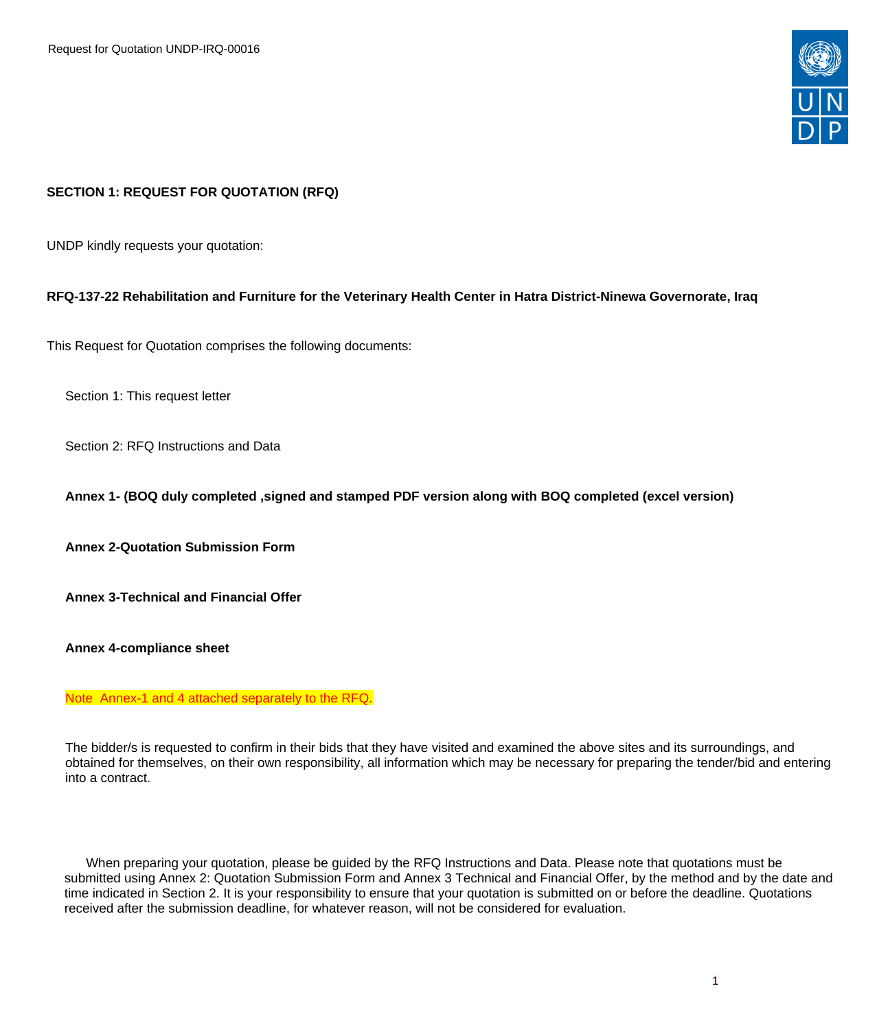## SECTION 1: REQUEST FOR QUOTATION (RFQ)

UNDP kindly requests your quotation:

**RFQ-137-22 Rehabilitation and Furniture for the Veterinary Health Center in Hatra District-Ninewa Governorate, Iraq**

This Request for Quotation comprises the following documents:

Section 1: This request letter

Section 2: RFQ Instructions and Data

**Annex 1- (BOQ duly completed ,signed and stamped PDF version along with BOQ completed (excel version)**

**Annex 2-Quotation Submission Form**

**Annex 3-Technical and Financial Offer**

**Annex 4-compliance sheet**

Note Annex-1 and 4 attached separately to the RFQ.

The bidder/s is requested to confirm in their bids that they have visited and examined the above sites and its surroundings, and obtained for themselves, on their own responsibility, all information which may be necessary for preparing the tender/bid and entering into a contract.

When preparing your quotation, please be guided by the RFQ Instructions and Data. Please note that quotations must be submitted using Annex 2: Quotation Submission Form and Annex 3 Technical and Financial Offer, by the method and by the date and time indicated in Section 2. It is your responsibility to ensure that your quotation is submitted on or before the deadline. Quotations received after the submission deadline, for whatever reason, will not be considered for evaluation.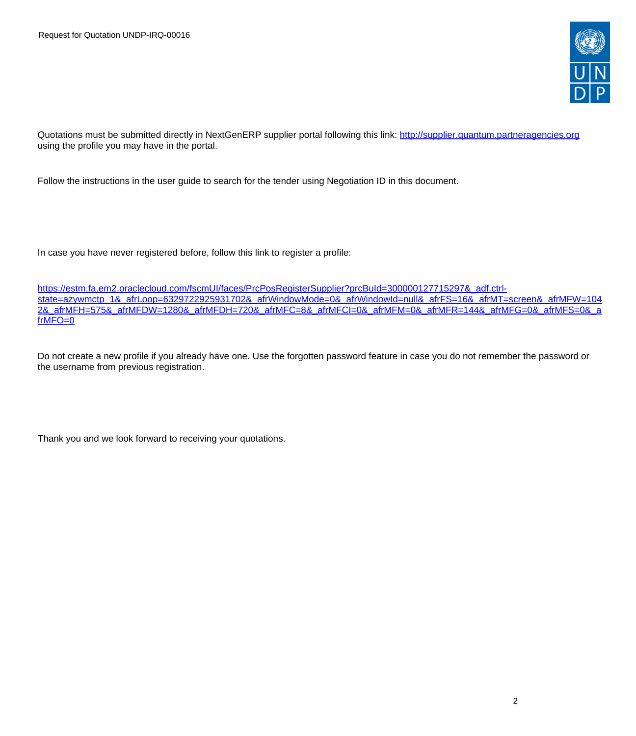Quotations must be submitted directly in NextGenERP supplier portal following this link: [http://supplier.quantum.partneragencies.org](http://supplier.quantum.partneragencies.org) using the profile you may have in the portal.

Follow the instructions in the user guide to search for the tender using Negotiation ID in this document.

In case you have never registered before, follow this link to register a profile:

https://estm.fa.em2.oraclecloud.com/fscmUI/faces/PrcPosRegisterSupplier?prcBuId=300000127715297&_adf.ctrl-state=azywmctp_1&_afrLoop=6329722925931702&_afrWindowMode=0&_afrWindowId=null&_afrFS=16&_afrMT=screen&_afrMFW=1042&_afrMFH=575&_afrMFDW=1280&_afrMFDH=720&_afrMFC=8&_afrMFCI=0&_afrMFM=0&_afrMFR=144&_afrMFG=0&_afrMFS=0&_afrMFO=0

Do not create a new profile if you already have one. Use the forgotten password feature in case you do not remember the password or the username from previous registration.

Thank you and we look forward to receiving your quotations.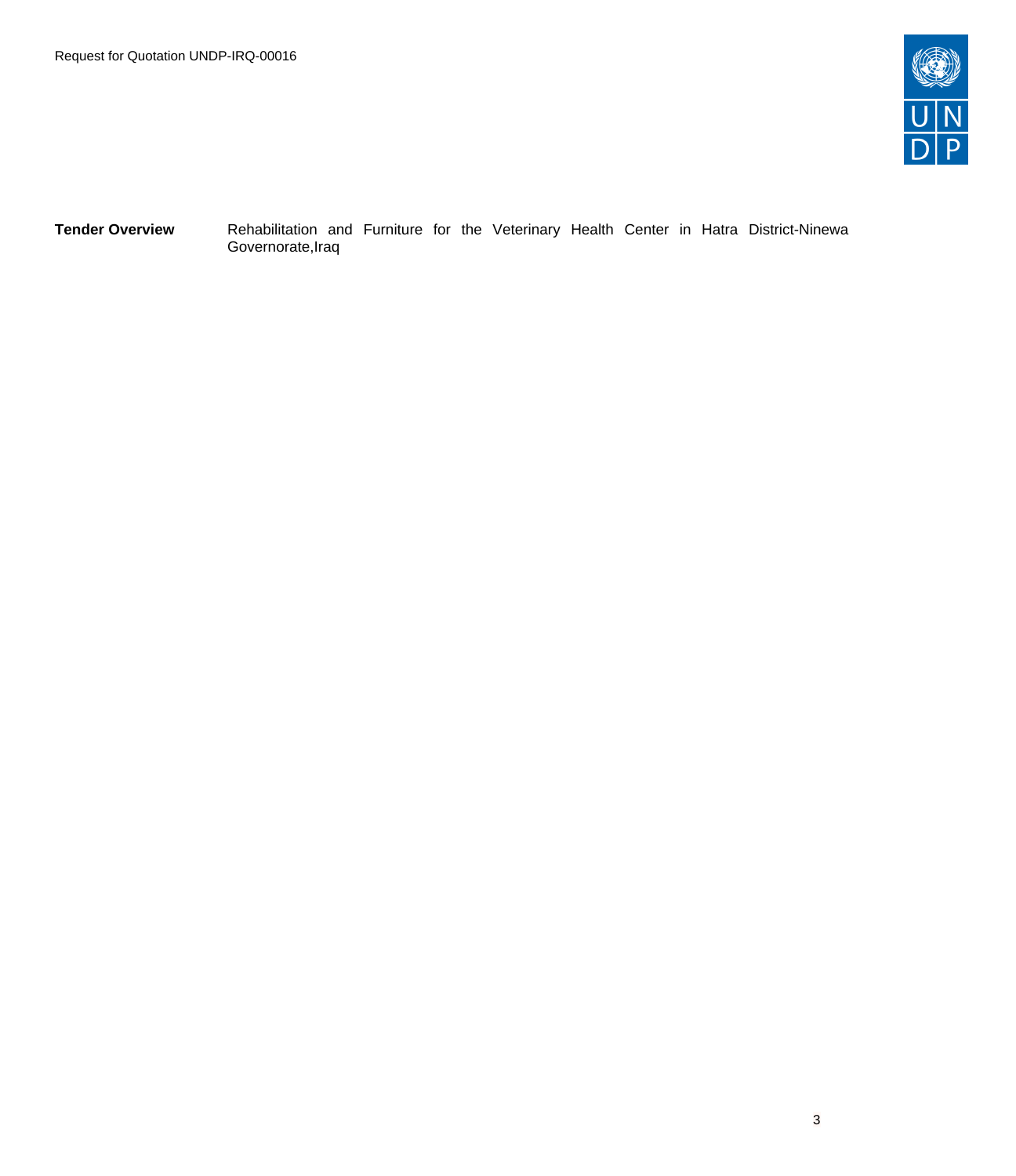**Tender Overview** Rehabilitation and Furniture for the Veterinary Health Center in Hatra District-Ninewa Governorate,Iraq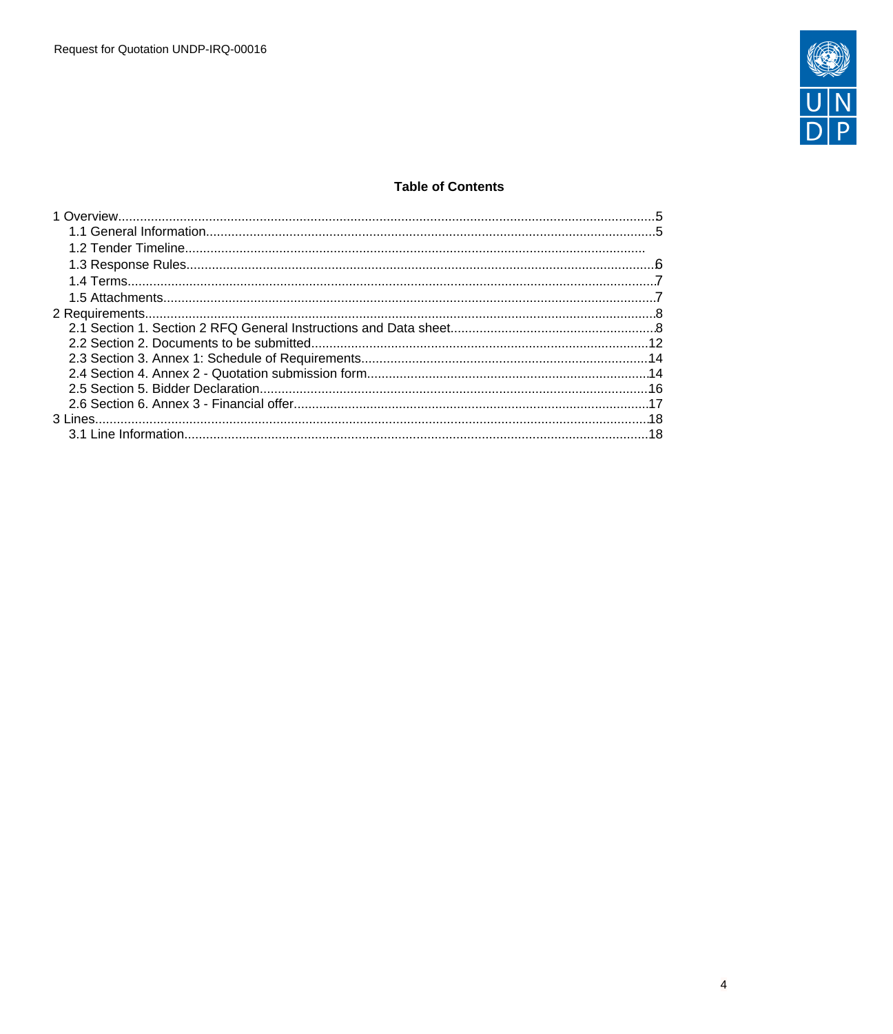**Table of Contents**

1 Overview.....5
  1.1 General Information.....5
  1.2 Tender Timeline.....
  1.3 Response Rules.....6
  1.4 Terms.....7
  1.5 Attachments.....7
2 Requirements.....8
  2.1 Section 1. Section 2 RFQ General Instructions and Data sheet.....8
  2.2 Section 2. Documents to be submitted.....12
  2.3 Section 3. Annex 1: Schedule of Requirements.....14
  2.4 Section 4. Annex 2 - Quotation submission form.....14
  2.5 Section 5. Bidder Declaration.....16
  2.6 Section 6. Annex 3 - Financial offer.....17
3 Lines.....18
  3.1 Line Information.....18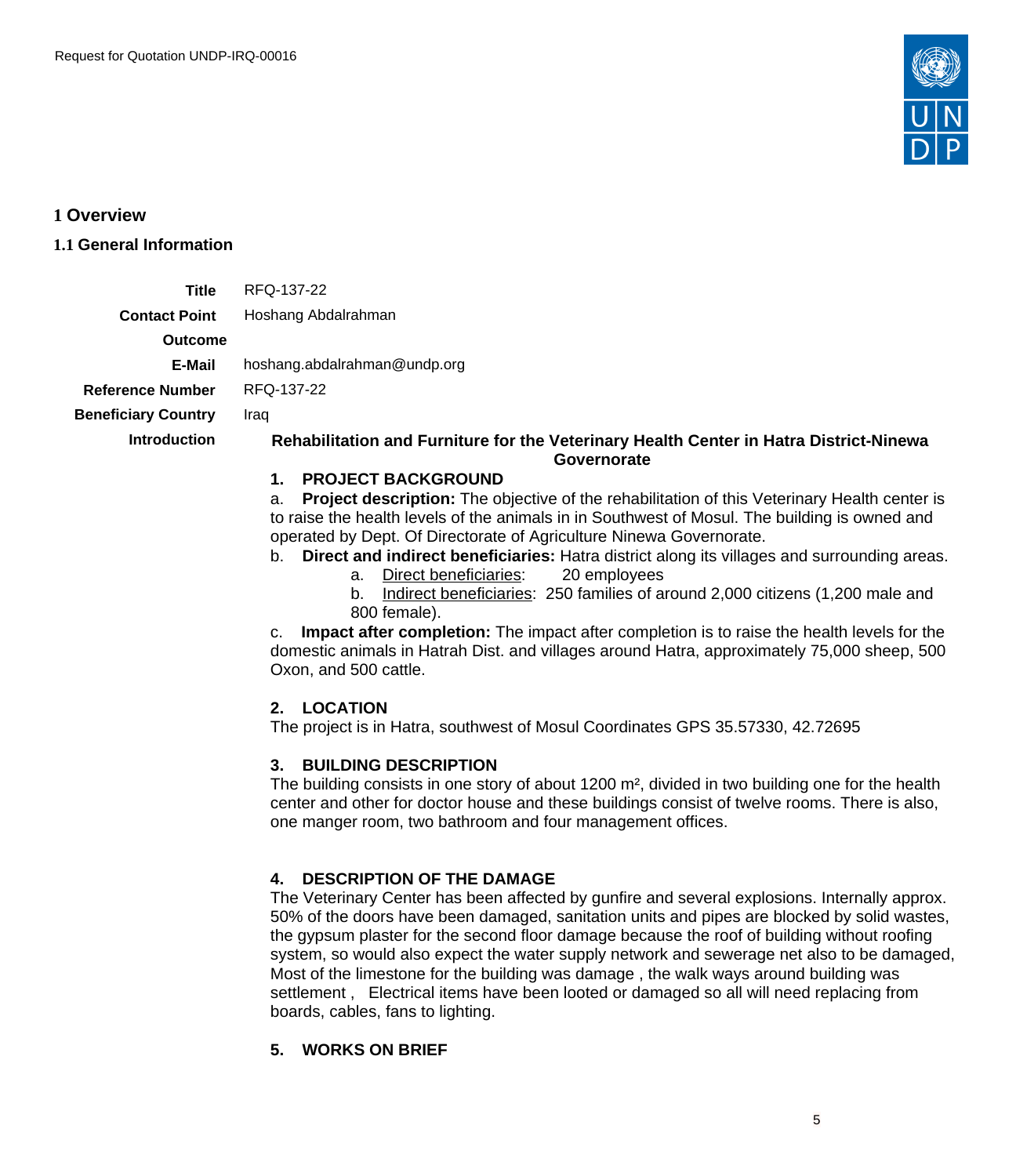# 1 Overview

## 1.1 General Information

| | |
|---|---|
| **Title** | RFQ-137-22 |
| **Contact Point** | Hoshang Abdalrahman |
| **Outcome** | |
| **E-Mail** | hoshang.abdalrahman@undp.org |
| **Reference Number** | RFQ-137-22 |
| **Beneficiary Country** | Iraq |
| **Introduction** | |

**Rehabilitation and Furniture for the Veterinary Health Center in Hatra District-Ninewa Governorate**

**1. PROJECT BACKGROUND**

a. **Project description:** The objective of the rehabilitation of this Veterinary Health center is to raise the health levels of the animals in in Southwest of Mosul. The building is owned and operated by Dept. Of Directorate of Agriculture Ninewa Governorate.

b. **Direct and indirect beneficiaries:** Hatra district along its villages and surrounding areas.

   a. Direct beneficiaries: 20 employees

   b. Indirect beneficiaries: 250 families of around 2,000 citizens (1,200 male and 800 female).

c. **Impact after completion:** The impact after completion is to raise the health levels for the domestic animals in Hatrah Dist. and villages around Hatra, approximately 75,000 sheep, 500 Oxon, and 500 cattle.

**2. LOCATION**

The project is in Hatra, southwest of Mosul Coordinates GPS 35.57330, 42.72695

**3. BUILDING DESCRIPTION**

The building consists in one story of about 1200 m², divided in two building one for the health center and other for doctor house and these buildings consist of twelve rooms. There is also, one manger room, two bathroom and four management offices.

**4. DESCRIPTION OF THE DAMAGE**

The Veterinary Center has been affected by gunfire and several explosions. Internally approx. 50% of the doors have been damaged, sanitation units and pipes are blocked by solid wastes, the gypsum plaster for the second floor damage because the roof of building without roofing system, so would also expect the water supply network and sewerage net also to be damaged, Most of the limestone for the building was damage , the walk ways around building was settlement , Electrical items have been looted or damaged so all will need replacing from boards, cables, fans to lighting.

**5. WORKS ON BRIEF**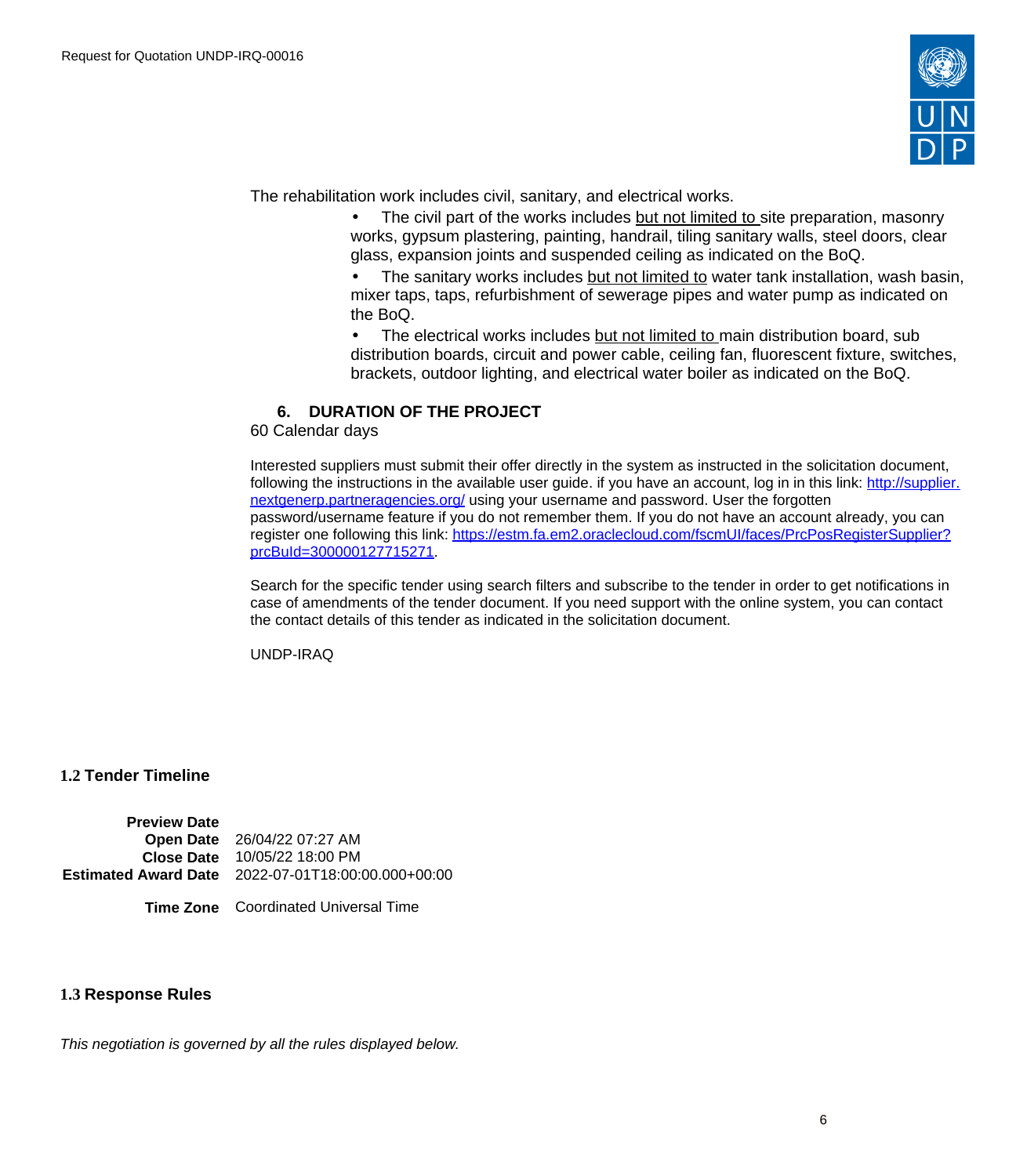The rehabilitation work includes civil, sanitary, and electrical works.

- The civil part of the works includes but not limited to site preparation, masonry works, gypsum plastering, painting, handrail, tiling sanitary walls, steel doors, clear glass, expansion joints and suspended ceiling as indicated on the BoQ.
- The sanitary works includes but not limited to water tank installation, wash basin, mixer taps, taps, refurbishment of sewerage pipes and water pump as indicated on the BoQ.
- The electrical works includes but not limited to main distribution board, sub distribution boards, circuit and power cable, ceiling fan, fluorescent fixture, switches, brackets, outdoor lighting, and electrical water boiler as indicated on the BoQ.

**6. DURATION OF THE PROJECT**

60 Calendar days

Interested suppliers must submit their offer directly in the system as instructed in the solicitation document, following the instructions in the available user guide. if you have an account, log in in this link: [http://supplier.nextgenerp.partneragencies.org/](http://supplier.nextgenerp.partneragencies.org/) using your username and password. User the forgotten password/username feature if you do not remember them. If you do not have an account already, you can register one following this link: [https://estm.fa.em2.oraclecloud.com/fscmUI/faces/PrcPosRegisterSupplier?prcBuId=300000127715271](https://estm.fa.em2.oraclecloud.com/fscmUI/faces/PrcPosRegisterSupplier?prcBuId=300000127715271).

Search for the specific tender using search filters and subscribe to the tender in order to get notifications in case of amendments of the tender document. If you need support with the online system, you can contact the contact details of this tender as indicated in the solicitation document.

UNDP-IRAQ

## 1.2 Tender Timeline

| | |
|---|---|
| **Preview Date** | |
| **Open Date** | 26/04/22 07:27 AM |
| **Close Date** | 10/05/22 18:00 PM |
| **Estimated Award Date** | 2022-07-01T18:00:00.000+00:00 |
| **Time Zone** | Coordinated Universal Time |

## 1.3 Response Rules

*This negotiation is governed by all the rules displayed below.*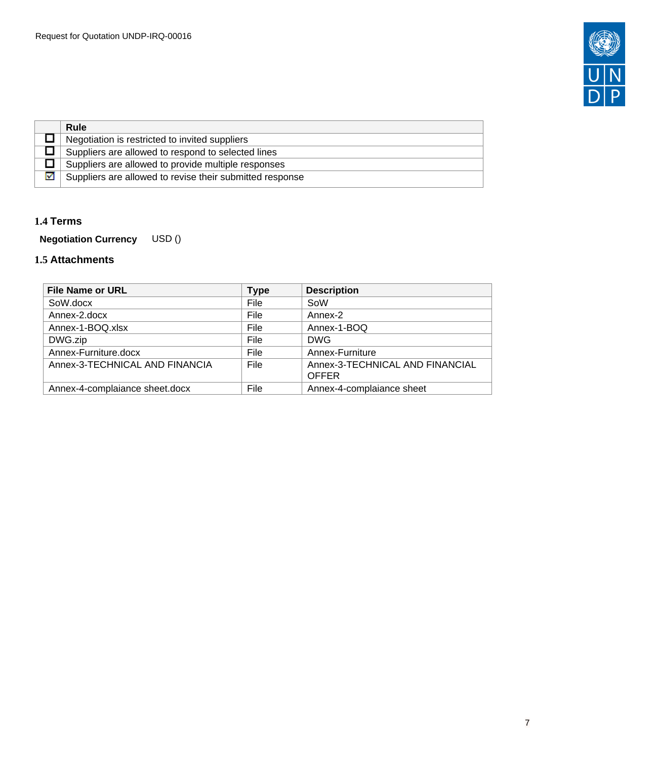| | Rule |
|---|---|
| ☐ | Negotiation is restricted to invited suppliers |
| ☐ | Suppliers are allowed to respond to selected lines |
| ☐ | Suppliers are allowed to provide multiple responses |
| ☑ | Suppliers are allowed to revise their submitted response |

### 1.4 Terms

**Negotiation Currency** USD ()

### 1.5 Attachments

| File Name or URL | Type | Description |
|---|---|---|
| SoW.docx | File | SoW |
| Annex-2.docx | File | Annex-2 |
| Annex-1-BOQ.xlsx | File | Annex-1-BOQ |
| DWG.zip | File | DWG |
| Annex-Furniture.docx | File | Annex-Furniture |
| Annex-3-TECHNICAL AND FINANCIA | File | Annex-3-TECHNICAL AND FINANCIAL OFFER |
| Annex-4-complaiance sheet.docx | File | Annex-4-complaiance sheet |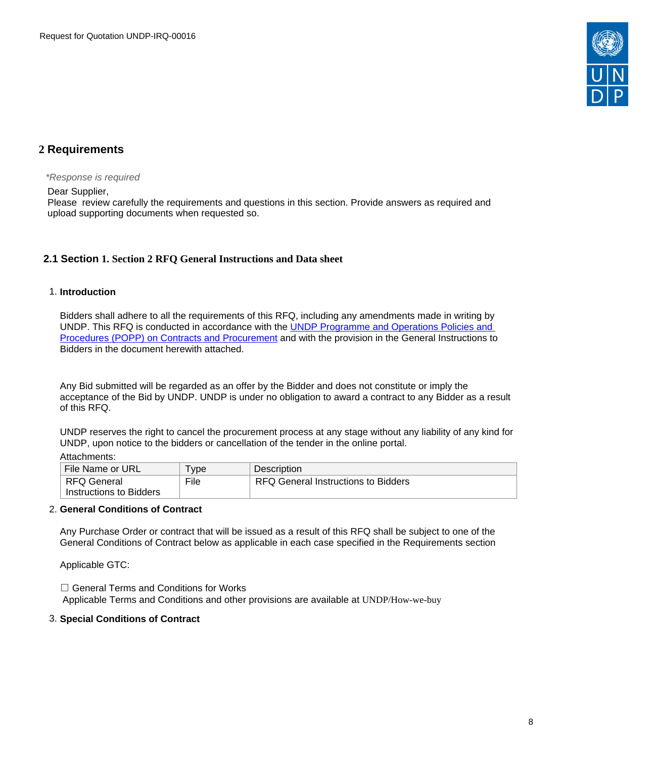## 2 Requirements

*\*Response is required*

Dear Supplier,
Please review carefully the requirements and questions in this section. Provide answers as required and upload supporting documents when requested so.

### 2.1 Section 1. Section 2 RFQ General Instructions and Data sheet

1. **Introduction**

   Bidders shall adhere to all the requirements of this RFQ, including any amendments made in writing by UNDP. This RFQ is conducted in accordance with the UNDP Programme and Operations Policies and Procedures (POPP) on Contracts and Procurement and with the provision in the General Instructions to Bidders in the document herewith attached.

   Any Bid submitted will be regarded as an offer by the Bidder and does not constitute or imply the acceptance of the Bid by UNDP. UNDP is under no obligation to award a contract to any Bidder as a result of this RFQ.

   UNDP reserves the right to cancel the procurement process at any stage without any liability of any kind for UNDP, upon notice to the bidders or cancellation of the tender in the online portal.

   Attachments:

   | File Name or URL | Type | Description |
   |---|---|---|
   | RFQ General Instructions to Bidders | File | RFQ General Instructions to Bidders |

2. **General Conditions of Contract**

   Any Purchase Order or contract that will be issued as a result of this RFQ shall be subject to one of the General Conditions of Contract below as applicable in each case specified in the Requirements section

   Applicable GTC:

   ☐ General Terms and Conditions for Works
   Applicable Terms and Conditions and other provisions are available at UNDP/How-we-buy

3. **Special Conditions of Contract**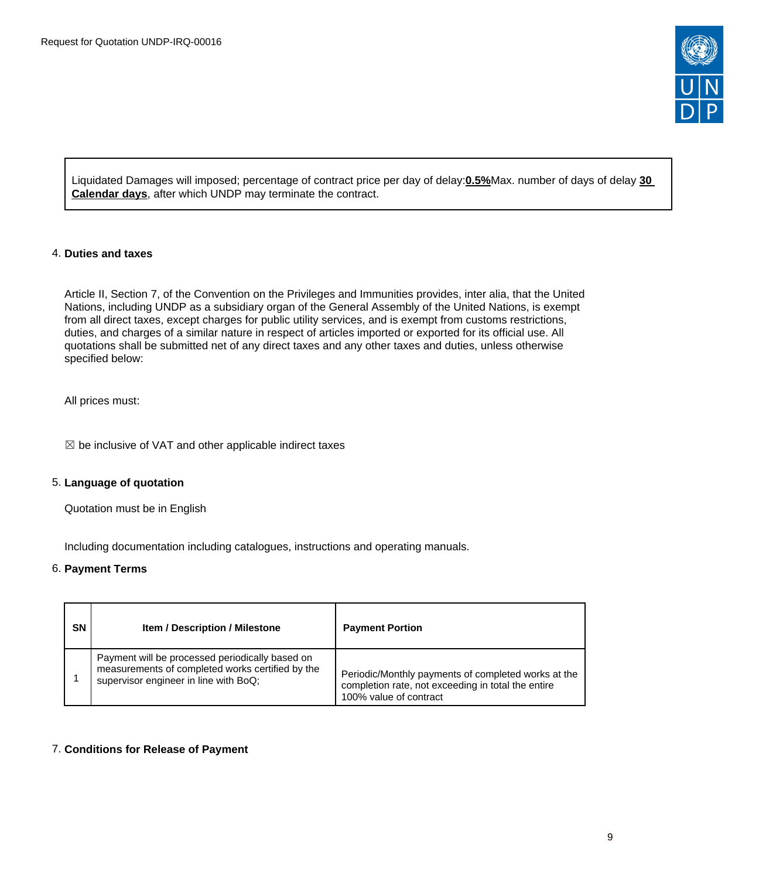Liquidated Damages will imposed; percentage of contract price per day of delay:**0.5%**Max. number of days of delay **30 Calendar days**, after which UNDP may terminate the contract.

4. **Duties and taxes**

Article II, Section 7, of the Convention on the Privileges and Immunities provides, inter alia, that the United Nations, including UNDP as a subsidiary organ of the General Assembly of the United Nations, is exempt from all direct taxes, except charges for public utility services, and is exempt from customs restrictions, duties, and charges of a similar nature in respect of articles imported or exported for its official use. All quotations shall be submitted net of any direct taxes and any other taxes and duties, unless otherwise specified below:

All prices must:

☒ be inclusive of VAT and other applicable indirect taxes

5. **Language of quotation**

Quotation must be in English

Including documentation including catalogues, instructions and operating manuals.

6. **Payment Terms**

| SN | Item / Description / Milestone | Payment Portion |
| --- | --- | --- |
| 1 | Payment will be processed periodically based on measurements of completed works certified by the supervisor engineer in line with BoQ; | Periodic/Monthly payments of completed works at the completion rate, not exceeding in total the entire 100% value of contract |

7. **Conditions for Release of Payment**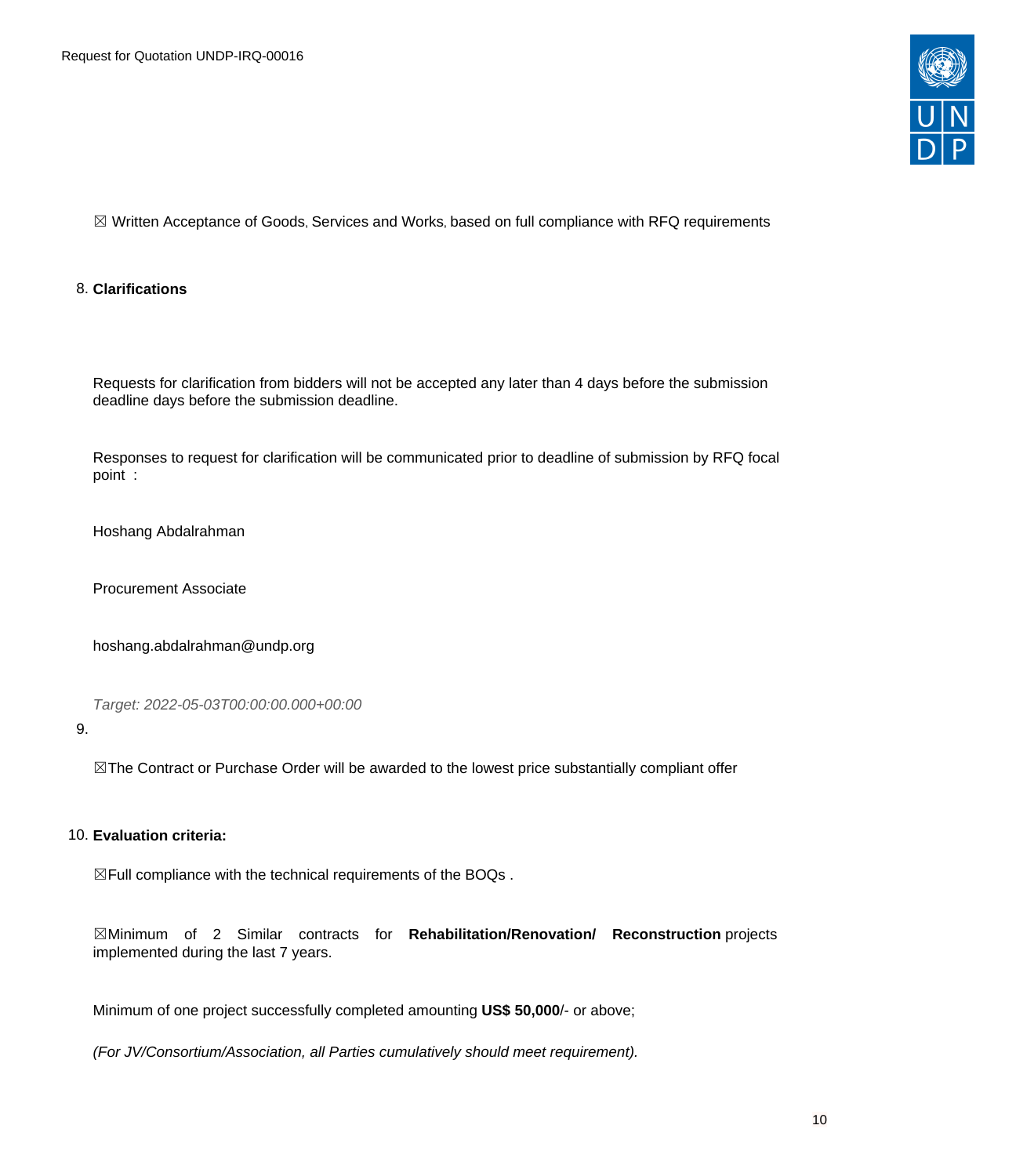☒ Written Acceptance of Goods, Services and Works, based on full compliance with RFQ requirements

8. **Clarifications**

Requests for clarification from bidders will not be accepted any later than 4 days before the submission deadline days before the submission deadline.

Responses to request for clarification will be communicated prior to deadline of submission by RFQ focal point :

Hoshang Abdalrahman

Procurement Associate

hoshang.abdalrahman@undp.org

*Target: 2022-05-03T00:00:00.000+00:00*

9.

☒The Contract or Purchase Order will be awarded to the lowest price substantially compliant offer

10. **Evaluation criteria:**

☒Full compliance with the technical requirements of the BOQs .

☒Minimum of 2 Similar contracts for **Rehabilitation/Renovation/ Reconstruction** projects implemented during the last 7 years.

Minimum of one project successfully completed amounting **US$ 50,000**/- or above;

*(For JV/Consortium/Association, all Parties cumulatively should meet requirement).*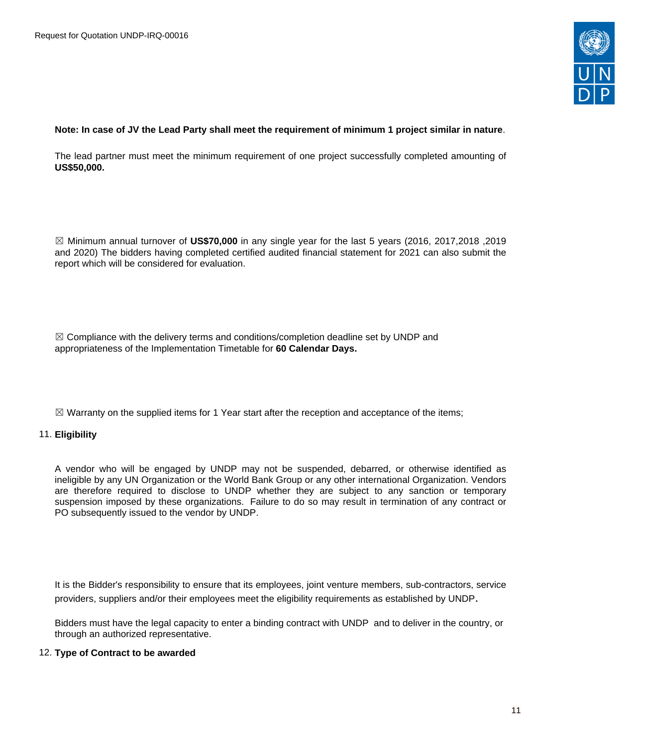**Note: In case of JV the Lead Party shall meet the requirement of minimum 1 project similar in nature**.

The lead partner must meet the minimum requirement of one project successfully completed amounting of **US$50,000.**

☒ Minimum annual turnover of **US$70,000** in any single year for the last 5 years (2016, 2017,2018 ,2019 and 2020) The bidders having completed certified audited financial statement for 2021 can also submit the report which will be considered for evaluation.

☒ Compliance with the delivery terms and conditions/completion deadline set by UNDP and appropriateness of the Implementation Timetable for **60 Calendar Days.**

☒ Warranty on the supplied items for 1 Year start after the reception and acceptance of the items;

11. **Eligibility**

A vendor who will be engaged by UNDP may not be suspended, debarred, or otherwise identified as ineligible by any UN Organization or the World Bank Group or any other international Organization. Vendors are therefore required to disclose to UNDP whether they are subject to any sanction or temporary suspension imposed by these organizations. Failure to do so may result in termination of any contract or PO subsequently issued to the vendor by UNDP.

It is the Bidder's responsibility to ensure that its employees, joint venture members, sub-contractors, service providers, suppliers and/or their employees meet the eligibility requirements as established by UNDP.

Bidders must have the legal capacity to enter a binding contract with UNDP and to deliver in the country, or through an authorized representative.

12. **Type of Contract to be awarded**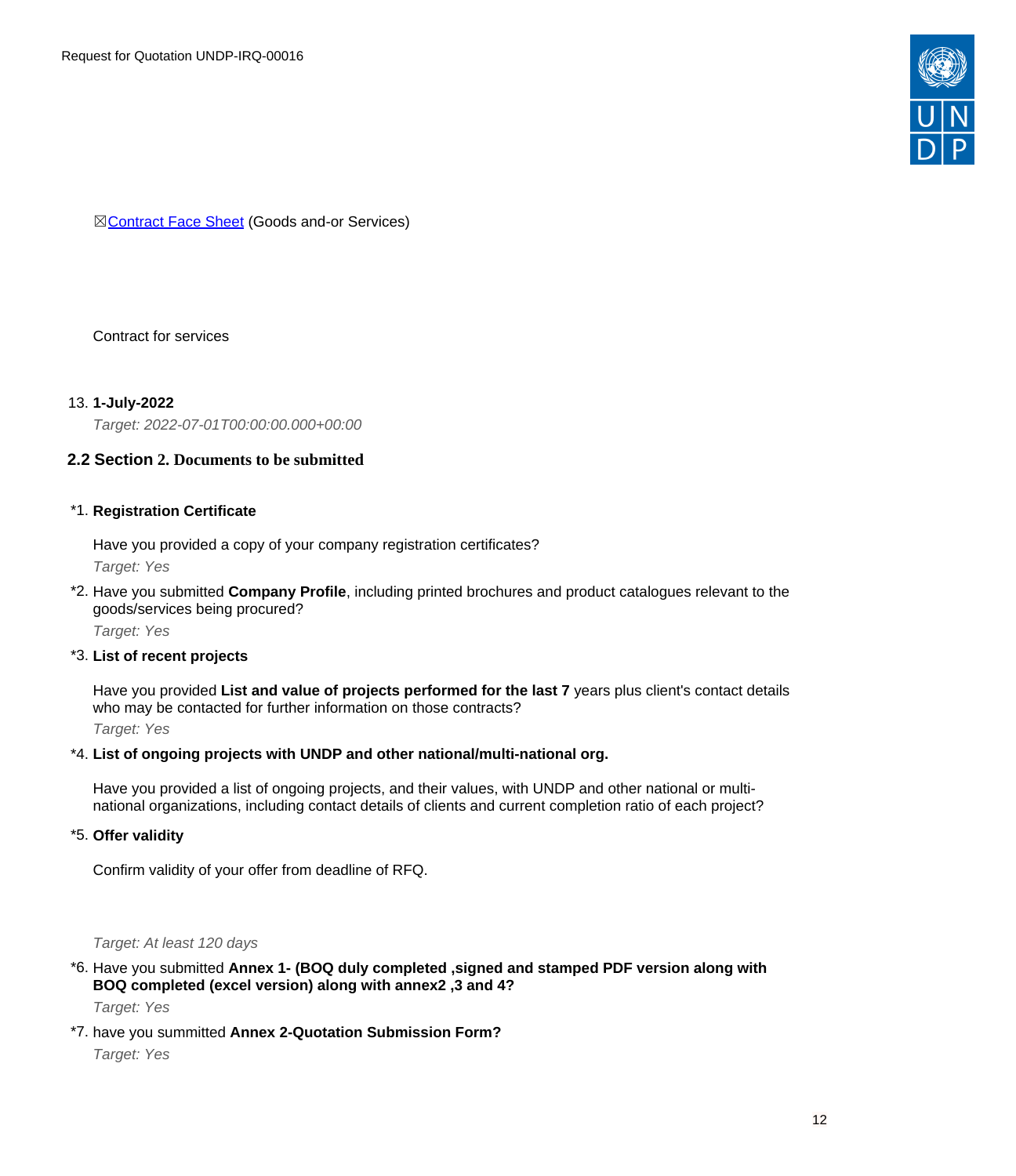☒[Contract Face Sheet](#) (Goods and-or Services)

Contract for services

13. **1-July-2022**

    *Target: 2022-07-01T00:00:00.000+00:00*

## 2.2 Section 2. Documents to be submitted

*1. **Registration Certificate**

   Have you provided a copy of your company registration certificates?

   *Target: Yes*

*2. Have you submitted **Company Profile**, including printed brochures and product catalogues relevant to the goods/services being procured?

   *Target: Yes*

*3. **List of recent projects**

   Have you provided **List and value of projects performed for the last 7** years plus client's contact details who may be contacted for further information on those contracts?

   *Target: Yes*

*4. **List of ongoing projects with UNDP and other national/multi-national org.**

   Have you provided a list of ongoing projects, and their values, with UNDP and other national or multi-national organizations, including contact details of clients and current completion ratio of each project?

*5. **Offer validity**

   Confirm validity of your offer from deadline of RFQ.

   *Target: At least 120 days*

*6. Have you submitted **Annex 1- (BOQ duly completed ,signed and stamped PDF version along with BOQ completed (excel version) along with annex2 ,3 and 4?**

   *Target: Yes*

*7. have you summitted **Annex 2-Quotation Submission Form?**

   *Target: Yes*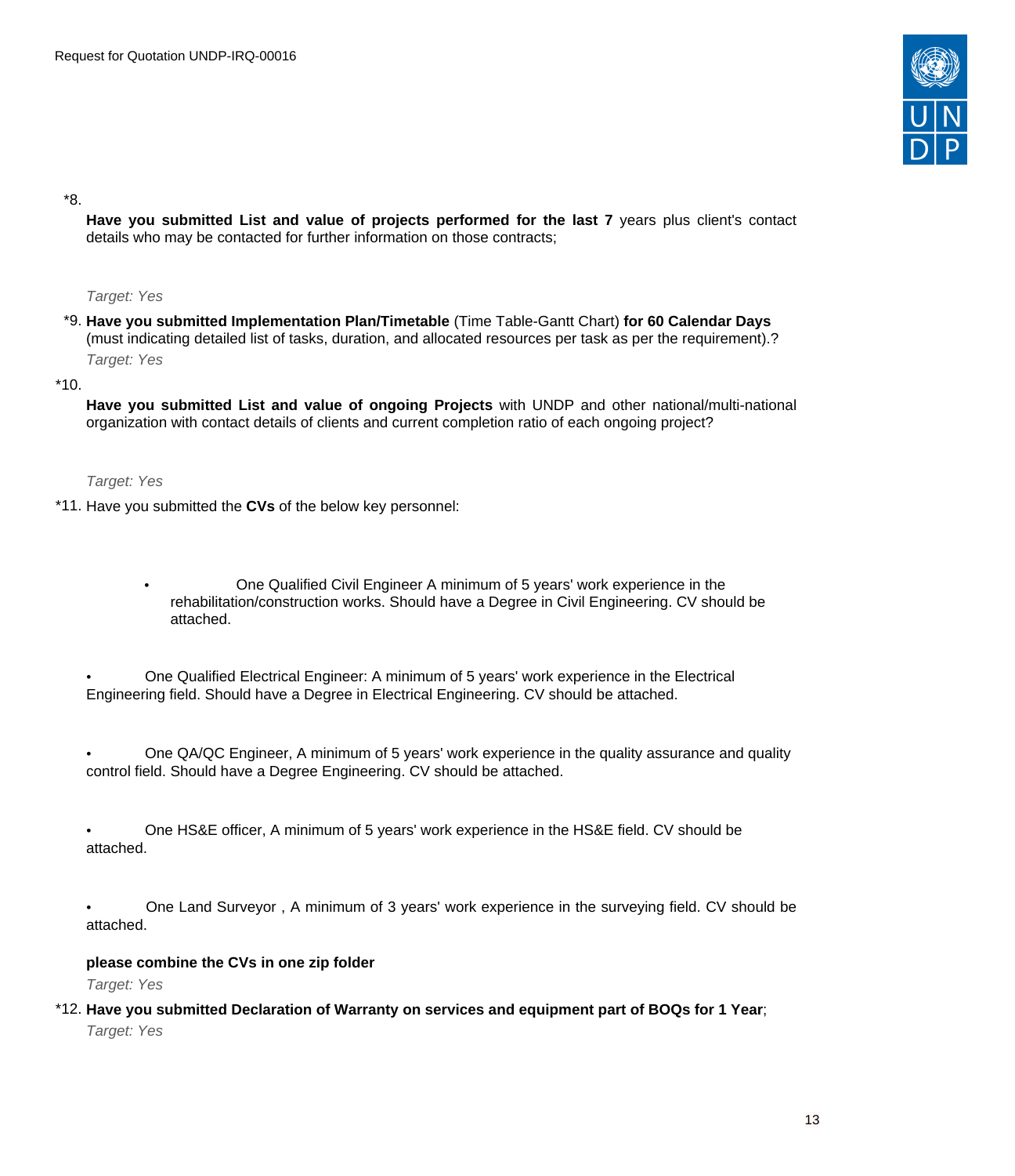*8.

**Have you submitted List and value of projects performed for the last 7** years plus client's contact details who may be contacted for further information on those contracts;

*Target: Yes*

*9. **Have you submitted Implementation Plan/Timetable** (Time Table-Gantt Chart) **for 60 Calendar Days** (must indicating detailed list of tasks, duration, and allocated resources per task as per the requirement).?

*Target: Yes*

*10.

**Have you submitted List and value of ongoing Projects** with UNDP and other national/multi-national organization with contact details of clients and current completion ratio of each ongoing project?

*Target: Yes*

*11. Have you submitted the **CVs** of the below key personnel:

- One Qualified Civil Engineer A minimum of 5 years' work experience in the rehabilitation/construction works. Should have a Degree in Civil Engineering. CV should be attached.

- One Qualified Electrical Engineer: A minimum of 5 years' work experience in the Electrical Engineering field. Should have a Degree in Electrical Engineering. CV should be attached.

- One QA/QC Engineer, A minimum of 5 years' work experience in the quality assurance and quality control field. Should have a Degree Engineering. CV should be attached.

- One HS&E officer, A minimum of 5 years' work experience in the HS&E field. CV should be attached.

- One Land Surveyor , A minimum of 3 years' work experience in the surveying field. CV should be attached.

**please combine the CVs in one zip folder**

*Target: Yes*

*12. **Have you submitted Declaration of Warranty on services and equipment part of BOQs for 1 Year**;

*Target: Yes*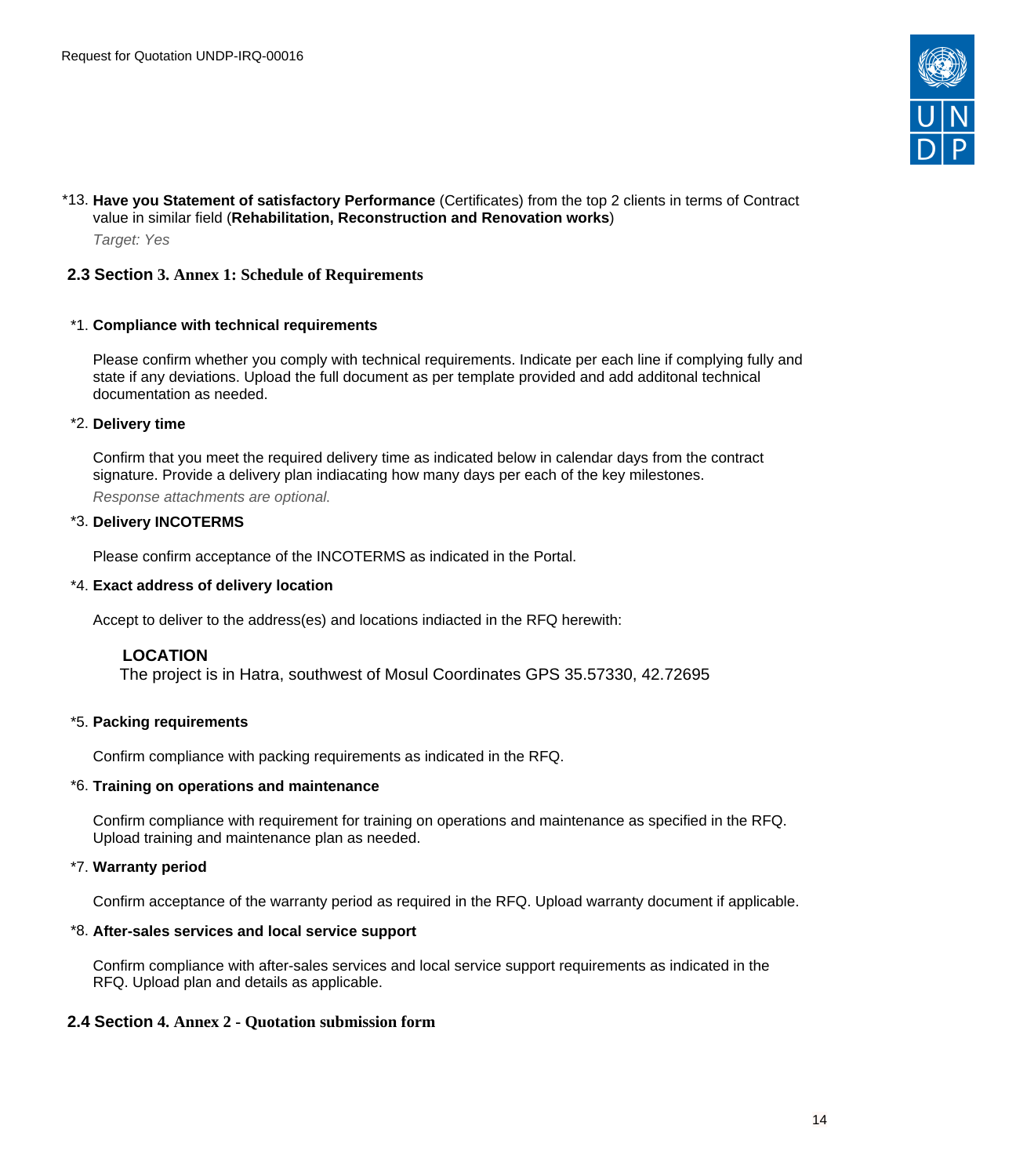*13. **Have you Statement of satisfactory Performance** (Certificates) from the top 2 clients in terms of Contract value in similar field (**Rehabilitation, Reconstruction and Renovation works**)

*Target: Yes*

## 2.3 Section 3. Annex 1: Schedule of Requirements

*1. **Compliance with technical requirements**

Please confirm whether you comply with technical requirements. Indicate per each line if complying fully and state if any deviations. Upload the full document as per template provided and add additonal technical documentation as needed.

*2. **Delivery time**

Confirm that you meet the required delivery time as indicated below in calendar days from the contract signature. Provide a delivery plan indiacating how many days per each of the key milestones.

*Response attachments are optional.*

*3. **Delivery INCOTERMS**

Please confirm acceptance of the INCOTERMS as indicated in the Portal.

*4. **Exact address of delivery location**

Accept to deliver to the address(es) and locations indiacted in the RFQ herewith:

**LOCATION**

The project is in Hatra, southwest of Mosul Coordinates GPS 35.57330, 42.72695

*5. **Packing requirements**

Confirm compliance with packing requirements as indicated in the RFQ.

*6. **Training on operations and maintenance**

Confirm compliance with requirement for training on operations and maintenance as specified in the RFQ. Upload training and maintenance plan as needed.

*7. **Warranty period**

Confirm acceptance of the warranty period as required in the RFQ. Upload warranty document if applicable.

*8. **After-sales services and local service support**

Confirm compliance with after-sales services and local service support requirements as indicated in the RFQ. Upload plan and details as applicable.

## 2.4 Section 4. Annex 2 - Quotation submission form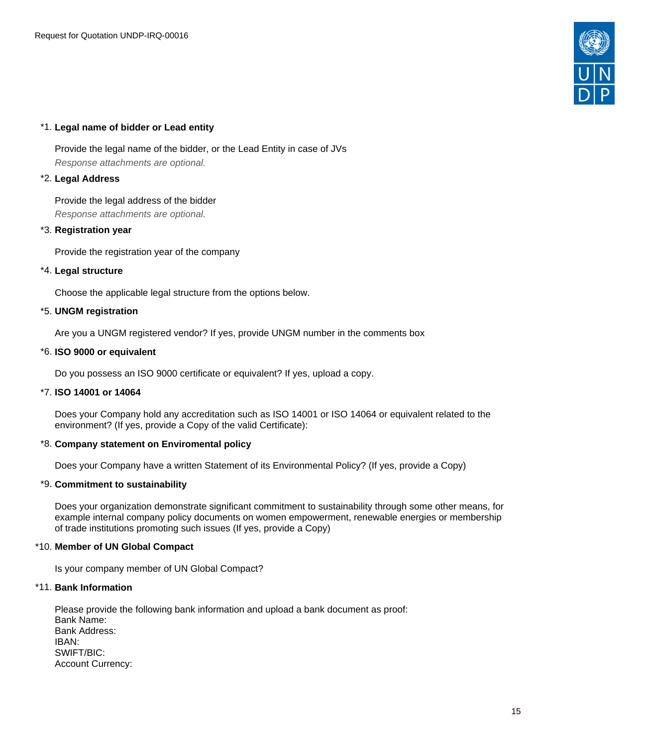*1. **Legal name of bidder or Lead entity**

Provide the legal name of the bidder, or the Lead Entity in case of JVs
*Response attachments are optional.*

*2. **Legal Address**

Provide the legal address of the bidder
*Response attachments are optional.*

*3. **Registration year**

Provide the registration year of the company

*4. **Legal structure**

Choose the applicable legal structure from the options below.

*5. **UNGM registration**

Are you a UNGM registered vendor? If yes, provide UNGM number in the comments box

*6. **ISO 9000 or equivalent**

Do you possess an ISO 9000 certificate or equivalent? If yes, upload a copy.

*7. **ISO 14001 or 14064**

Does your Company hold any accreditation such as ISO 14001 or ISO 14064 or equivalent related to the environment? (If yes, provide a Copy of the valid Certificate):

*8. **Company statement on Enviromental policy**

Does your Company have a written Statement of its Environmental Policy? (If yes, provide a Copy)

*9. **Commitment to sustainability**

Does your organization demonstrate significant commitment to sustainability through some other means, for example internal company policy documents on women empowerment, renewable energies or membership of trade institutions promoting such issues (If yes, provide a Copy)

*10. **Member of UN Global Compact**

Is your company member of UN Global Compact?

*11. **Bank Information**

Please provide the following bank information and upload a bank document as proof:
Bank Name:
Bank Address:
IBAN:
SWIFT/BIC:
Account Currency: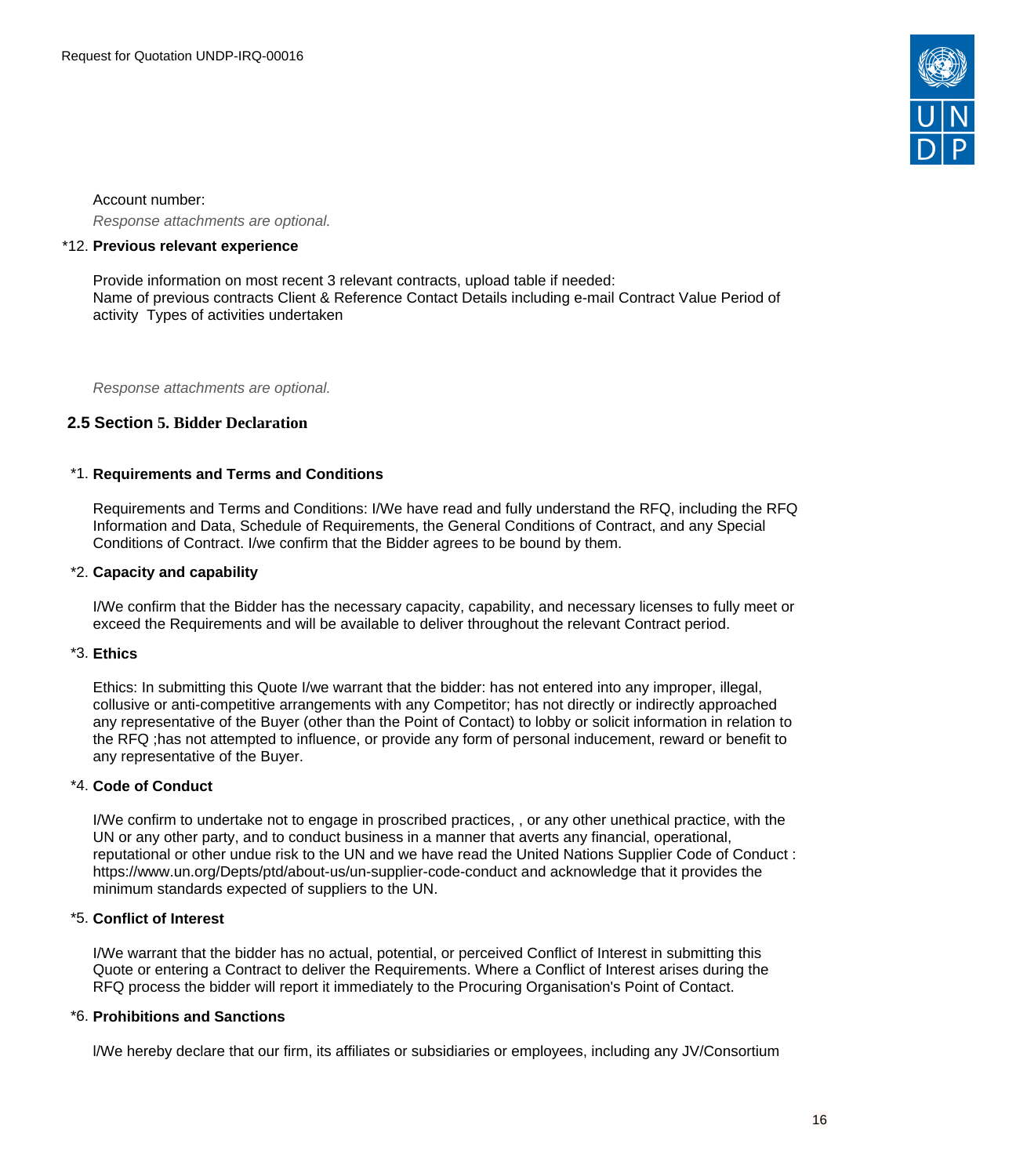Account number:

*Response attachments are optional.*

*12. **Previous relevant experience**

Provide information on most recent 3 relevant contracts, upload table if needed:
Name of previous contracts Client & Reference Contact Details including e-mail Contract Value Period of activity  Types of activities undertaken

*Response attachments are optional.*

## 2.5 Section 5. Bidder Declaration

*1. **Requirements and Terms and Conditions**

Requirements and Terms and Conditions: I/We have read and fully understand the RFQ, including the RFQ Information and Data, Schedule of Requirements, the General Conditions of Contract, and any Special Conditions of Contract. I/we confirm that the Bidder agrees to be bound by them.

*2. **Capacity and capability**

I/We confirm that the Bidder has the necessary capacity, capability, and necessary licenses to fully meet or exceed the Requirements and will be available to deliver throughout the relevant Contract period.

*3. **Ethics**

Ethics: In submitting this Quote I/we warrant that the bidder: has not entered into any improper, illegal, collusive or anti-competitive arrangements with any Competitor; has not directly or indirectly approached any representative of the Buyer (other than the Point of Contact) to lobby or solicit information in relation to the RFQ ;has not attempted to influence, or provide any form of personal inducement, reward or benefit to any representative of the Buyer.

*4. **Code of Conduct**

I/We confirm to undertake not to engage in proscribed practices, , or any other unethical practice, with the UN or any other party, and to conduct business in a manner that averts any financial, operational, reputational or other undue risk to the UN and we have read the United Nations Supplier Code of Conduct : https://www.un.org/Depts/ptd/about-us/un-supplier-code-conduct and acknowledge that it provides the minimum standards expected of suppliers to the UN.

*5. **Conflict of Interest**

I/We warrant that the bidder has no actual, potential, or perceived Conflict of Interest in submitting this Quote or entering a Contract to deliver the Requirements. Where a Conflict of Interest arises during the RFQ process the bidder will report it immediately to the Procuring Organisation's Point of Contact.

*6. **Prohibitions and Sanctions**

I/We hereby declare that our firm, its affiliates or subsidiaries or employees, including any JV/Consortium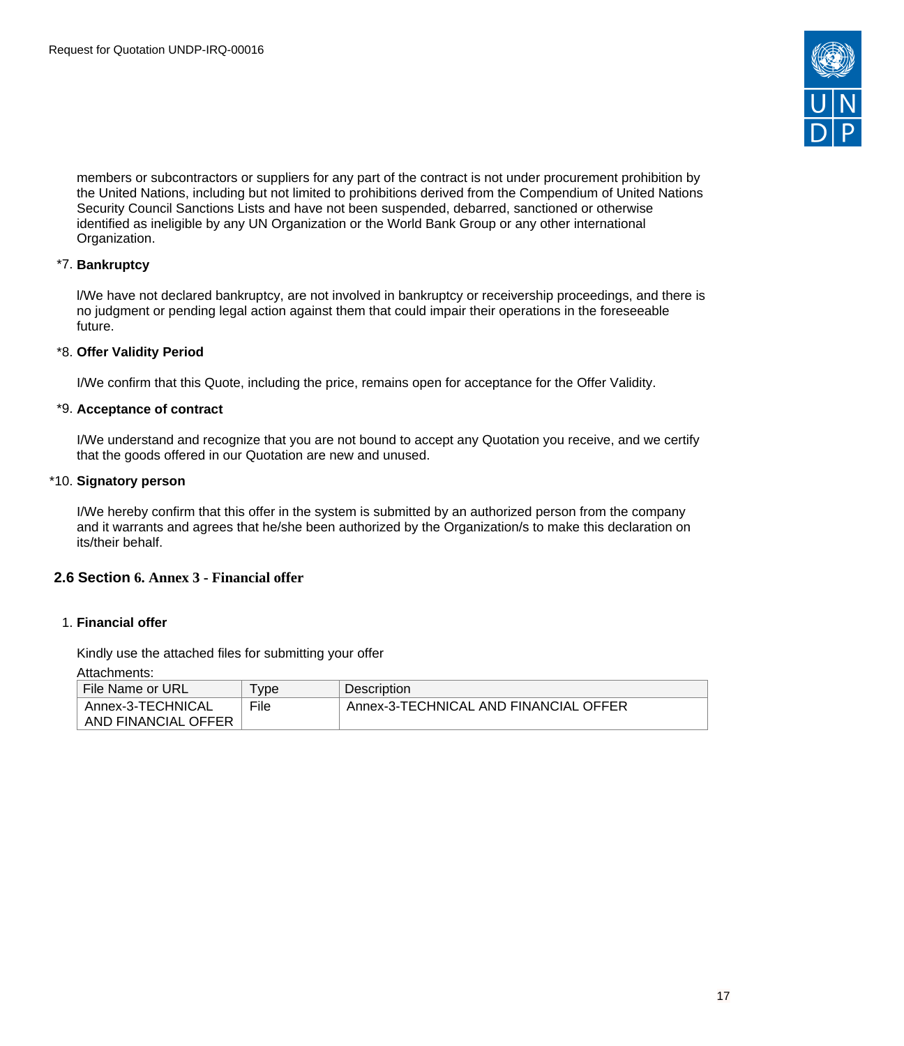members or subcontractors or suppliers for any part of the contract is not under procurement prohibition by the United Nations, including but not limited to prohibitions derived from the Compendium of United Nations Security Council Sanctions Lists and have not been suspended, debarred, sanctioned or otherwise identified as ineligible by any UN Organization or the World Bank Group or any other international Organization.

*7. **Bankruptcy**

I/We have not declared bankruptcy, are not involved in bankruptcy or receivership proceedings, and there is no judgment or pending legal action against them that could impair their operations in the foreseeable future.

*8. **Offer Validity Period**

I/We confirm that this Quote, including the price, remains open for acceptance for the Offer Validity.

*9. **Acceptance of contract**

I/We understand and recognize that you are not bound to accept any Quotation you receive, and we certify that the goods offered in our Quotation are new and unused.

*10. **Signatory person**

I/We hereby confirm that this offer in the system is submitted by an authorized person from the company and it warrants and agrees that he/she been authorized by the Organization/s to make this declaration on its/their behalf.

## 2.6 Section 6. Annex 3 - Financial offer

1. **Financial offer**

Kindly use the attached files for submitting your offer

Attachments:

| File Name or URL | Type | Description |
|---|---|---|
| Annex-3-TECHNICAL AND FINANCIAL OFFER | File | Annex-3-TECHNICAL AND FINANCIAL OFFER |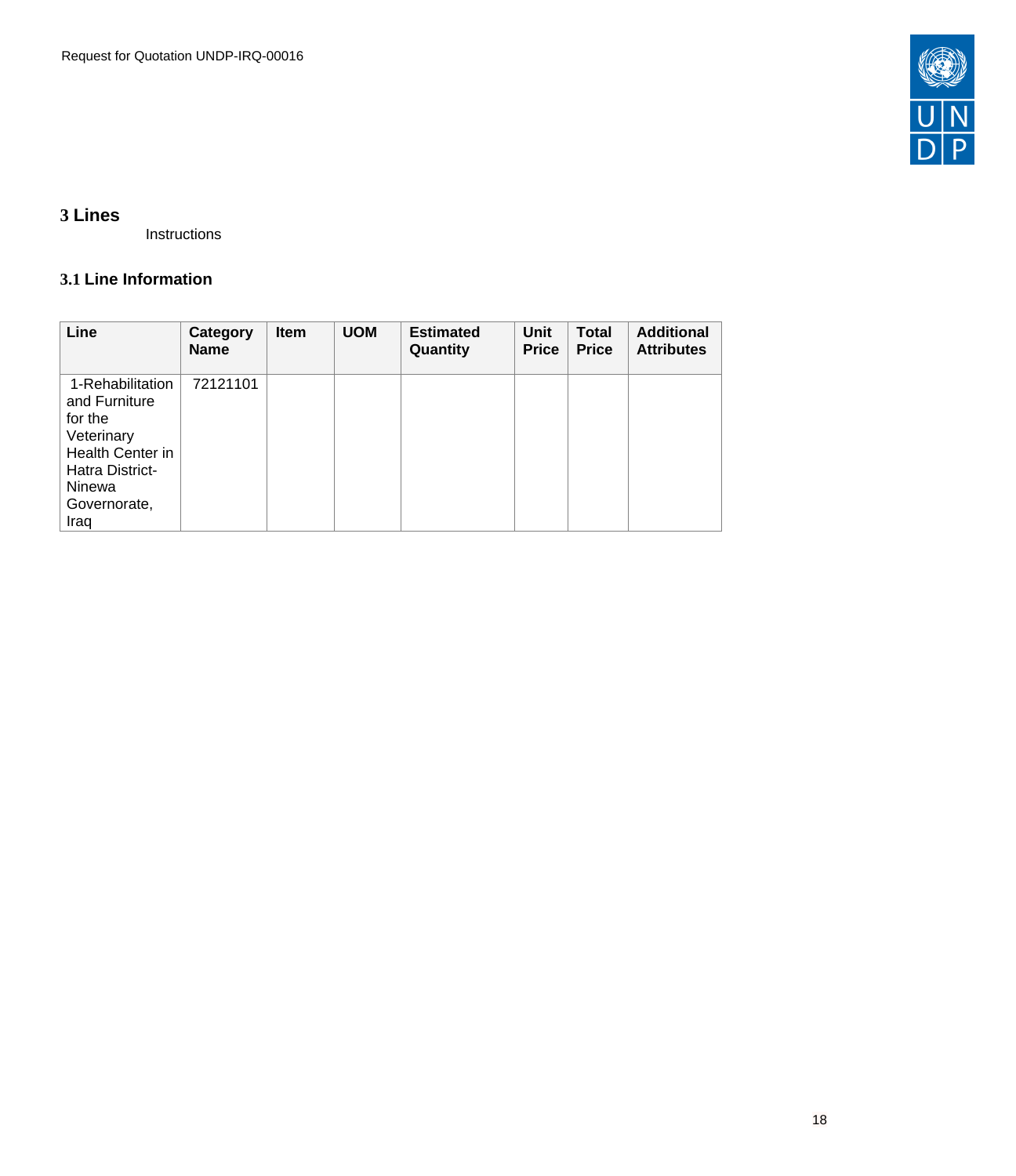# 3 Lines

Instructions

## 3.1 Line Information

| Line | Category Name | Item | UOM | Estimated Quantity | Unit Price | Total Price | Additional Attributes |
|---|---|---|---|---|---|---|---|
| 1-Rehabilitation and Furniture for the Veterinary Health Center in Hatra District-Ninewa Governorate, Iraq | 72121101 | | | | | | |